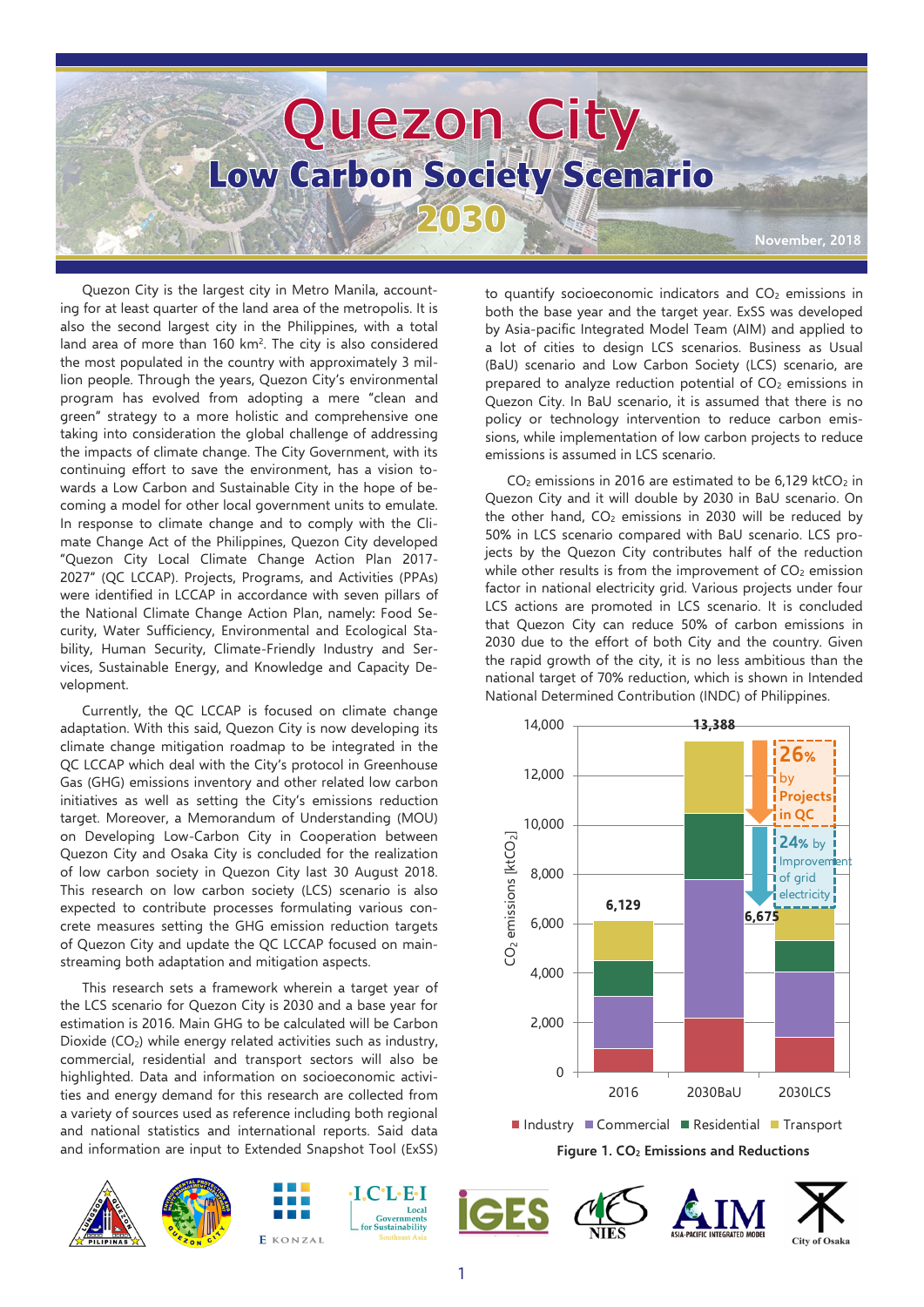# Quezon City

## Low Carbon Society Scenario 2030

November, 2018

Quezon City is the largest city in Metro Manila, accounting for at least quarter of the land area of the metropolis. It is also the second largest city in the Philippines, with a total land area of more than 160 km$^2$. The city is also considered the most populated in the country with approximately 3 million people. Through the years, Quezon City's environmental program has evolved from adopting a mere "clean and green" strategy to a more holistic and comprehensive one taking into consideration the global challenge of addressing the impacts of climate change. The City Government, with its continuing effort to save the environment, has a vision towards a Low Carbon and Sustainable City in the hope of becoming a model for other local government units to emulate. In response to climate change and to comply with the Climate Change Act of the Philippines, Quezon City developed "Quezon City Local Climate Change Action Plan 2017-2027" (QC LCCAP). Projects, Programs, and Activities (PPAs) were identified in LCCAP in accordance with seven pillars of the National Climate Change Action Plan, namely: Food Security, Water Sufficiency, Environmental and Ecological Stability, Human Security, Climate-Friendly Industry and Services, Sustainable Energy, and Knowledge and Capacity Development.

Currently, the QC LCCAP is focused on climate change adaptation. With this said, Quezon City is now developing its climate change mitigation roadmap to be integrated in the QC LCCAP which deal with the City's protocol in Greenhouse Gas (GHG) emissions inventory and other related low carbon initiatives as well as setting the City's emissions reduction target. Moreover, a Memorandum of Understanding (MOU) on Developing Low-Carbon City in Cooperation between Quezon City and Osaka City is concluded for the realization of low carbon society in Quezon City last 30 August 2018. This research on low carbon society (LCS) scenario is also expected to contribute processes formulating various concrete measures setting the GHG emission reduction targets of Quezon City and update the QC LCCAP focused on mainstreaming both adaptation and mitigation aspects.

This research sets a framework wherein a target year of the LCS scenario for Quezon City is 2030 and a base year for estimation is 2016. Main GHG to be calculated will be Carbon Dioxide ($CO_2$) while energy related activities such as industry, commercial, residential and transport sectors will also be highlighted. Data and information on socioeconomic activities and energy demand for this research are collected from a variety of sources used as reference including both regional and national statistics and international reports. Said data and information are input to Extended Snapshot Tool (ExSS) to quantify socioeconomic indicators and $CO_2$ emissions in both the base year and the target year. ExSS was developed by Asia-pacific Integrated Model Team (AIM) and applied to a lot of cities to design LCS scenarios. Business as Usual (BaU) scenario and Low Carbon Society (LCS) scenario, are prepared to analyze reduction potential of $CO_2$ emissions in Quezon City. In BaU scenario, it is assumed that there is no policy or technology intervention to reduce carbon emissions, while implementation of low carbon projects to reduce emissions is assumed in LCS scenario.

$CO_2$ emissions in 2016 are estimated to be 6,129 ktCO$_2$ in Quezon City and it will double by 2030 in BaU scenario. On the other hand, $CO_2$ emissions in 2030 will be reduced by 50% in LCS scenario compared with BaU scenario. LCS projects by the Quezon City contributes half of the reduction while other results is from the improvement of $CO_2$ emission factor in national electricity grid. Various projects under four LCS actions are promoted in LCS scenario. It is concluded that Quezon City can reduce 50% of carbon emissions in 2030 due to the effort of both City and the country. Given the rapid growth of the city, it is no less ambitious than the national target of 70% reduction, which is shown in Intended National Determined Contribution (INDC) of Philippines.

Figure 1. $CO_2$ Emissions and Reductions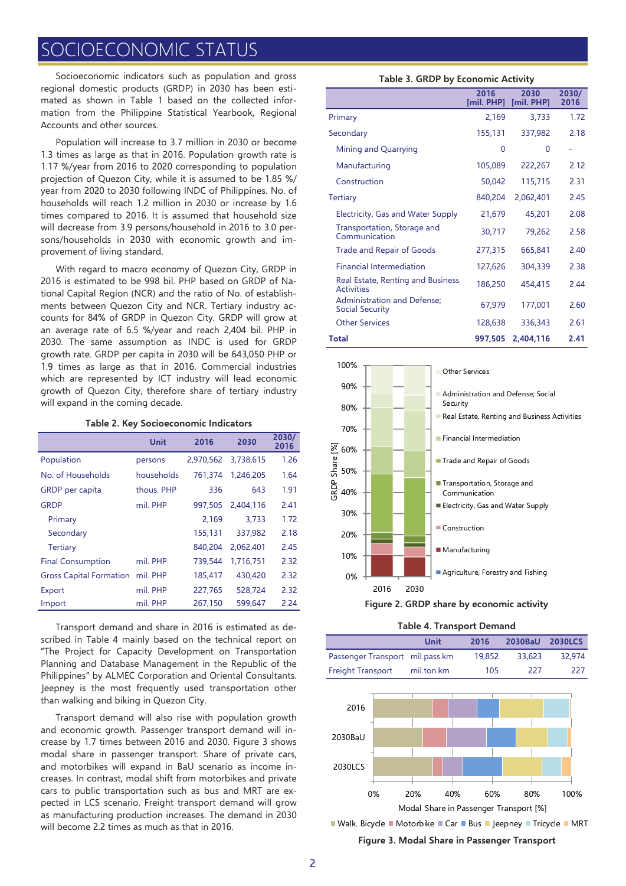# SOCIOECONOMIC STATUS

Socioeconomic indicators such as population and gross regional domestic products (GRDP) in 2030 has been estimated as shown in Table 1 based on the collected information from the Philippine Statistical Yearbook, Regional Accounts and other sources.

Population will increase to 3.7 million in 2030 or become 1.3 times as large as that in 2016. Population growth rate is 1.17 %/year from 2016 to 2020 corresponding to population projection of Quezon City, while it is assumed to be 1.85 %/year from 2020 to 2030 following INDC of Philippines. No. of households will reach 1.2 million in 2030 or increase by 1.6 times compared to 2016. It is assumed that household size will decrease from 3.9 persons/household in 2016 to 3.0 persons/households in 2030 with economic growth and improvement of living standard.

With regard to macro economy of Quezon City, GRDP in 2016 is estimated to be 998 bil. PHP based on GRDP of National Capital Region (NCR) and the ratio of No. of establishments between Quezon City and NCR. Tertiary industry accounts for 84% of GRDP in Quezon City. GRDP will grow at an average rate of 6.5 %/year and reach 2,404 bil. PHP in 2030. The same assumption as INDC is used for GRDP growth rate. GRDP per capita in 2030 will be 643,050 PHP or 1.9 times as large as that in 2016. Commercial industries which are represented by ICT industry will lead economic growth of Quezon City, therefore share of tertiary industry will expand in the coming decade.

**Table 2. Key Socioeconomic Indicators**

| | Unit | 2016 | 2030 | 2030/2016 |
|---|---|---|---|---|
| Population | persons | 2,970,562 | 3,738,615 | 1.26 |
| No. of Households | households | 761,374 | 1,246,205 | 1.64 |
| GRDP per capita | thous. PHP | 336 | 643 | 1.91 |
| GRDP | mil. PHP | 997,505 | 2,404,116 | 2.41 |
| Primary | | 2,169 | 3,733 | 1.72 |
| Secondary | | 155,131 | 337,982 | 2.18 |
| Tertiary | | 840,204 | 2,062,401 | 2.45 |
| Final Consumption | mil. PHP | 739,544 | 1,716,751 | 2.32 |
| Gross Capital Formation | mil. PHP | 185,417 | 430,420 | 2.32 |
| Export | mil. PHP | 227,765 | 528,724 | 2.32 |
| Import | mil. PHP | 267,150 | 599,647 | 2.24 |

Transport demand and share in 2016 is estimated as described in Table 4 mainly based on the technical report on "The Project for Capacity Development on Transportation Planning and Database Management in the Republic of the Philippines" by ALMEC Corporation and Oriental Consultants. Jeepney is the most frequently used transportation other than walking and biking in Quezon City.

Transport demand will also rise with population growth and economic growth. Passenger transport demand will increase by 1.7 times between 2016 and 2030. Figure 3 shows modal share in passenger transport. Share of private cars, and motorbikes will expand in BaU scenario as income increases. In contrast, modal shift from motorbikes and private cars to public transportation such as bus and MRT are expected in LCS scenario. Freight transport demand will grow as manufacturing production increases. The demand in 2030 will become 2.2 times as much as that in 2016.

**Table 3. GRDP by Economic Activity**

| | 2016 [mil. PHP] | 2030 [mil. PHP] | 2030/2016 |
|---|---|---|---|
| Primary | 2,169 | 3,733 | 1.72 |
| Secondary | 155,131 | 337,982 | 2.18 |
| Mining and Quarrying | 0 | 0 | - |
| Manufacturing | 105,089 | 222,267 | 2.12 |
| Construction | 50,042 | 115,715 | 2.31 |
| Tertiary | 840,204 | 2,062,401 | 2.45 |
| Electricity, Gas and Water Supply | 21,679 | 45,201 | 2.08 |
| Transportation, Storage and Communication | 30,717 | 79,262 | 2.58 |
| Trade and Repair of Goods | 277,315 | 665,841 | 2.40 |
| Financial Intermediation | 127,626 | 304,339 | 2.38 |
| Real Estate, Renting and Business Activities | 186,250 | 454,415 | 2.44 |
| Administration and Defense; Social Security | 67,979 | 177,001 | 2.60 |
| Other Services | 128,638 | 336,343 | 2.61 |
| **Total** | **997,505** | **2,404,116** | **2.41** |

**Figure 2. GRDP share by economic activity**

**Table 4. Transport Demand**

| | Unit | 2016 | 2030BaU | 2030LCS |
|---|---|---|---|---|
| Passenger Transport | mil.pass.km | 19,852 | 33,623 | 32,974 |
| Freight Transport | mil.ton.km | 105 | 227 | 227 |

**Figure 3. Modal Share in Passenger Transport**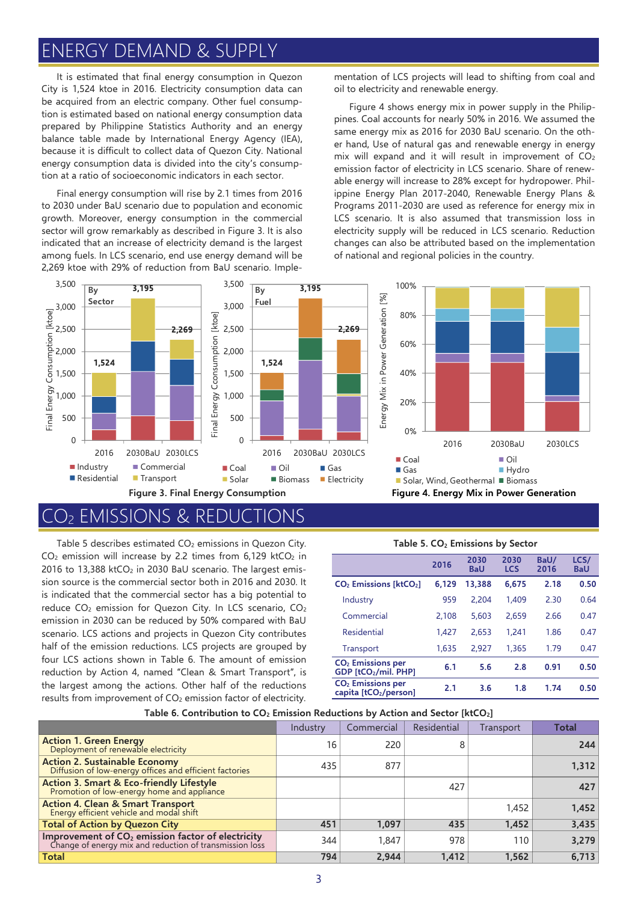# ENERGY DEMAND & SUPPLY

It is estimated that final energy consumption in Quezon City is 1,524 ktoe in 2016. Electricity consumption data can be acquired from an electric company. Other fuel consumption is estimated based on national energy consumption data prepared by Philippine Statistics Authority and an energy balance table made by International Energy Agency (IEA), because it is difficult to collect data of Quezon City. National energy consumption data is divided into the city's consumption at a ratio of socioeconomic indicators in each sector.

Final energy consumption will rise by 2.1 times from 2016 to 2030 under BaU scenario due to population and economic growth. Moreover, energy consumption in the commercial sector will grow remarkably as described in Figure 3. It is also indicated that an increase of electricity demand is the largest among fuels. In LCS scenario, end use energy demand will be 2,269 ktoe with 29% of reduction from BaU scenario. Implementation of LCS projects will lead to shifting from coal and oil to electricity and renewable energy.

Figure 4 shows energy mix in power supply in the Philippines. Coal accounts for nearly 50% in 2016. We assumed the same energy mix as 2016 for 2030 BaU scenario. On the other hand, Use of natural gas and renewable energy in energy mix will expand and it will result in improvement of $CO_2$ emission factor of electricity in LCS scenario. Share of renewable energy will increase to 28% except for hydropower. Philippine Energy Plan 2017-2040, Renewable Energy Plans & Programs 2011-2030 are used as reference for energy mix in LCS scenario. It is also assumed that transmission loss in electricity supply will be reduced in LCS scenario. Reduction changes can also be attributed based on the implementation of national and regional policies in the country.

**Figure 3. Final Energy Consumption**

**Figure 4. Energy Mix in Power Generation**

# $CO_2$ EMISSIONS & REDUCTIONS

Table 5 describes estimated $CO_2$ emissions in Quezon City. $CO_2$ emission will increase by 2.2 times from 6,129 kt$CO_2$ in 2016 to 13,388 kt$CO_2$ in 2030 BaU scenario. The largest emission source is the commercial sector both in 2016 and 2030. It is indicated that the commercial sector has a big potential to reduce $CO_2$ emission for Quezon City. In LCS scenario, $CO_2$ emission in 2030 can be reduced by 50% compared with BaU scenario. LCS actions and projects in Quezon City contributes half of the emission reductions. LCS projects are grouped by four LCS actions shown in Table 6. The amount of emission reduction by Action 4, named "Clean & Smart Transport", is the largest among the actions. Other half of the reductions results from improvement of $CO_2$ emission factor of electricity.

**Table 5. $CO_2$ Emissions by Sector**

| | 2016 | 2030 BaU | 2030 LCS | BaU/ 2016 | LCS/ BaU |
|---|---|---|---|---|---|
| **$CO_2$ Emissions [kt$CO_2$]** | **6,129** | **13,388** | **6,675** | **2.18** | **0.50** |
| Industry | 959 | 2,204 | 1,409 | 2.30 | 0.64 |
| Commercial | 2,108 | 5,603 | 2,659 | 2.66 | 0.47 |
| Residential | 1,427 | 2,653 | 1,241 | 1.86 | 0.47 |
| Transport | 1,635 | 2,927 | 1,365 | 1.79 | 0.47 |
| **$CO_2$ Emissions per GDP [t$CO_2$/mil. PHP]** | **6.1** | **5.6** | **2.8** | **0.91** | **0.50** |
| **$CO_2$ Emissions per capita [t$CO_2$/person]** | **2.1** | **3.6** | **1.8** | **1.74** | **0.50** |

**Table 6. Contribution to $CO_2$ Emission Reductions by Action and Sector [kt$CO_2$]**

| | Industry | Commercial | Residential | Transport | Total |
|---|---|---|---|---|---|
| **Action 1. Green Energy** Deployment of renewable electricity | 16 | 220 | 8 | | **244** |
| **Action 2. Sustainable Economy** Diffusion of low-energy offices and efficient factories | 435 | 877 | | | **1,312** |
| **Action 3. Smart & Eco-friendly Lifestyle** Promotion of low-energy home and appliance | | | 427 | | **427** |
| **Action 4. Clean & Smart Transport** Energy efficient vehicle and modal shift | | | | 1,452 | **1,452** |
| **Total of Action by Quezon City** | **451** | **1,097** | **435** | **1,452** | **3,435** |
| **Improvement of $CO_2$ emission factor of electricity** Change of energy mix and reduction of transmission loss | 344 | 1,847 | 978 | 110 | **3,279** |
| **Total** | **794** | **2,944** | **1,412** | **1,562** | **6,713** |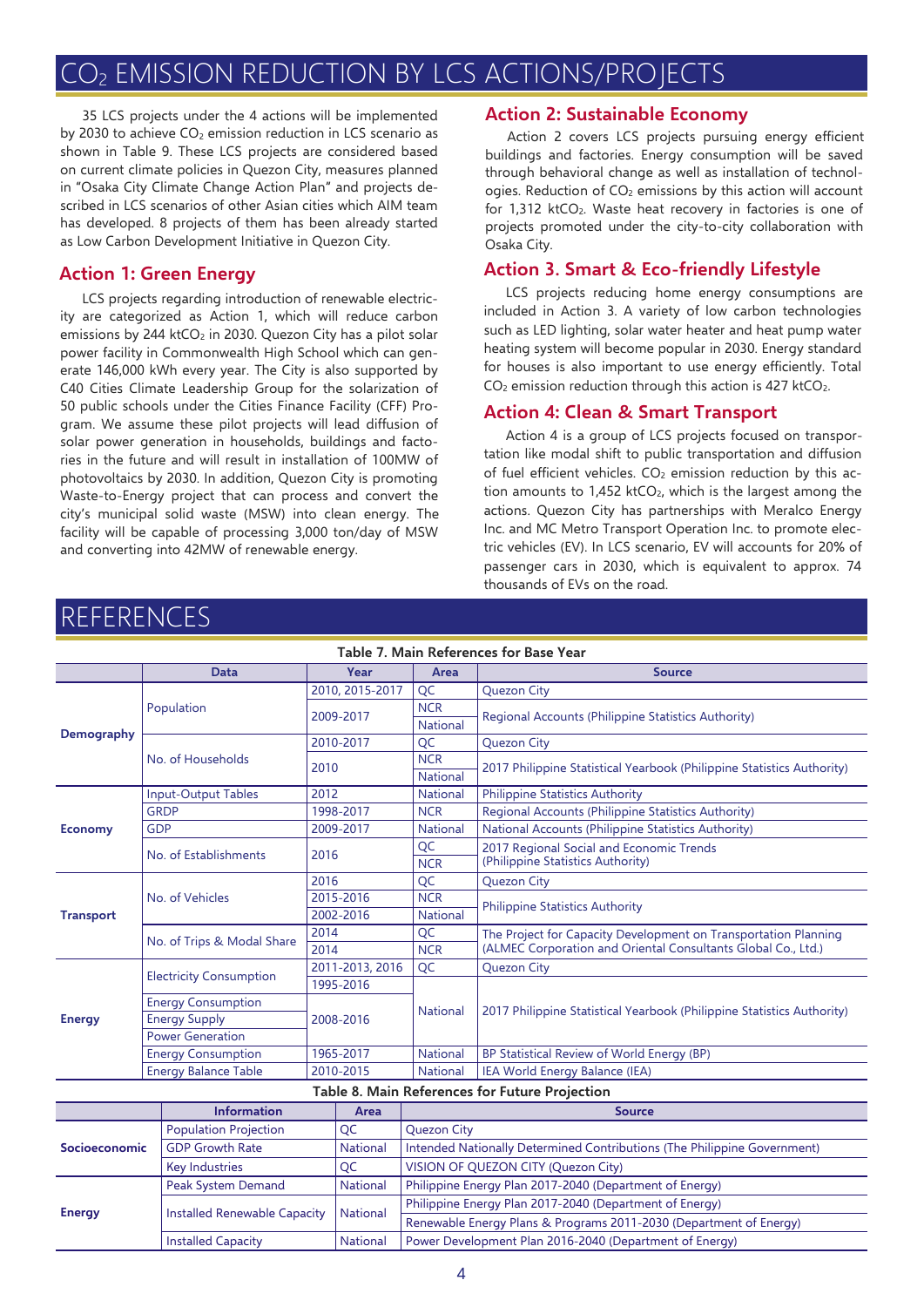# $CO_2$ EMISSION REDUCTION BY LCS ACTIONS/PROJECTS

35 LCS projects under the 4 actions will be implemented by 2030 to achieve $CO_2$ emission reduction in LCS scenario as shown in Table 9. These LCS projects are considered based on current climate policies in Quezon City, measures planned in "Osaka City Climate Change Action Plan" and projects described in LCS scenarios of other Asian cities which AIM team has developed. 8 projects of them has been already started as Low Carbon Development Initiative in Quezon City.

## Action 1: Green Energy

LCS projects regarding introduction of renewable electricity are categorized as Action 1, which will reduce carbon emissions by 244 $ktCO_2$ in 2030. Quezon City has a pilot solar power facility in Commonwealth High School which can generate 146,000 kWh every year. The City is also supported by C40 Cities Climate Leadership Group for the solarization of 50 public schools under the Cities Finance Facility (CFF) Program. We assume these pilot projects will lead diffusion of solar power generation in households, buildings and factories in the future and will result in installation of 100MW of photovoltaics by 2030. In addition, Quezon City is promoting Waste-to-Energy project that can process and convert the city's municipal solid waste (MSW) into clean energy. The facility will be capable of processing 3,000 ton/day of MSW and converting into 42MW of renewable energy.

## Action 2: Sustainable Economy

Action 2 covers LCS projects pursuing energy efficient buildings and factories. Energy consumption will be saved through behavioral change as well as installation of technologies. Reduction of $CO_2$ emissions by this action will account for 1,312 $ktCO_2$. Waste heat recovery in factories is one of projects promoted under the city-to-city collaboration with Osaka City.

## Action 3. Smart & Eco-friendly Lifestyle

LCS projects reducing home energy consumptions are included in Action 3. A variety of low carbon technologies such as LED lighting, solar water heater and heat pump water heating system will become popular in 2030. Energy standard for houses is also important to use energy efficiently. Total $CO_2$ emission reduction through this action is 427 $ktCO_2$.

## Action 4: Clean & Smart Transport

Action 4 is a group of LCS projects focused on transportation like modal shift to public transportation and diffusion of fuel efficient vehicles. $CO_2$ emission reduction by this action amounts to 1,452 $ktCO_2$, which is the largest among the actions. Quezon City has partnerships with Meralco Energy Inc. and MC Metro Transport Operation Inc. to promote electric vehicles (EV). In LCS scenario, EV will accounts for 20% of passenger cars in 2030, which is equivalent to approx. 74 thousands of EVs on the road.

# REFERENCES

**Table 7. Main References for Base Year**

| | Data | Year | Area | Source |
|---|---|---|---|---|
| Demography | Population | 2010, 2015-2017 | QC | Quezon City |
| | | 2009-2017 | NCR | Regional Accounts (Philippine Statistics Authority) |
| | | | National | |
| | No. of Households | 2010-2017 | QC | Quezon City |
| | | 2010 | NCR | 2017 Philippine Statistical Yearbook (Philippine Statistics Authority) |
| | | | National | |
| Economy | Input-Output Tables | 2012 | National | Philippine Statistics Authority |
| | GRDP | 1998-2017 | NCR | Regional Accounts (Philippine Statistics Authority) |
| | GDP | 2009-2017 | National | National Accounts (Philippine Statistics Authority) |
| | No. of Establishments | 2016 | QC | 2017 Regional Social and Economic Trends (Philippine Statistics Authority) |
| | | | NCR | |
| Transport | No. of Vehicles | 2016 | QC | Quezon City |
| | | 2015-2016 | NCR | Philippine Statistics Authority |
| | | 2002-2016 | National | |
| | No. of Trips & Modal Share | 2014 | QC | The Project for Capacity Development on Transportation Planning (ALMEC Corporation and Oriental Consultants Global Co., Ltd.) |
| | | 2014 | NCR | |
| Energy | Electricity Consumption | 2011-2013, 2016 | QC | Quezon City |
| | | 1995-2016 | National | 2017 Philippine Statistical Yearbook (Philippine Statistics Authority) |
| | Energy Consumption | 2008-2016 | | |
| | Energy Supply | | | |
| | Power Generation | | | |
| | Energy Consumption | 1965-2017 | National | BP Statistical Review of World Energy (BP) |
| | Energy Balance Table | 2010-2015 | National | IEA World Energy Balance (IEA) |

**Table 8. Main References for Future Projection**

| | Information | Area | Source |
|---|---|---|---|
| Socioeconomic | Population Projection | QC | Quezon City |
| | GDP Growth Rate | National | Intended Nationally Determined Contributions (The Philippine Government) |
| | Key Industries | QC | VISION OF QUEZON CITY (Quezon City) |
| Energy | Peak System Demand | National | Philippine Energy Plan 2017-2040 (Department of Energy) |
| | Installed Renewable Capacity | National | Philippine Energy Plan 2017-2040 (Department of Energy) |
| | | | Renewable Energy Plans & Programs 2011-2030 (Department of Energy) |
| | Installed Capacity | National | Power Development Plan 2016-2040 (Department of Energy) |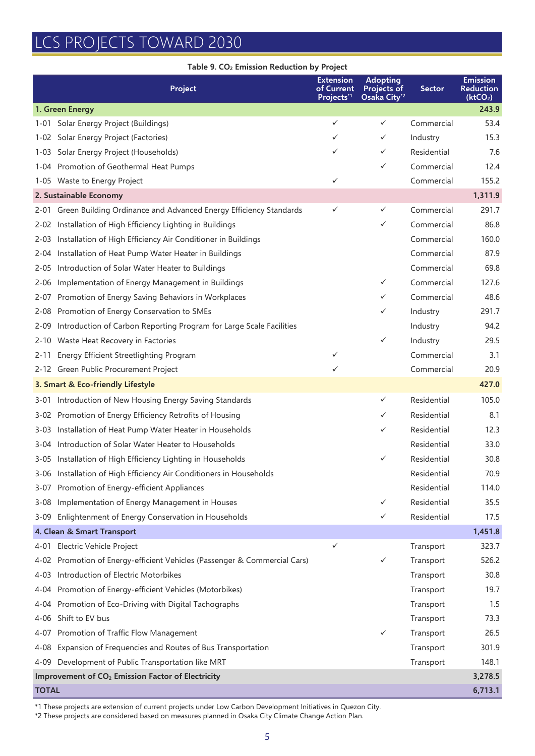# LCS PROJECTS TOWARD 2030

**Table 9. $CO_2$ Emission Reduction by Project**

| Project | Extension of Current Projects[*1] | Adopting Projects of Osaka City[*2] | Sector | Emission Reduction ($ktCO_2$) |
|---|---|---|---|---|
| **1. Green Energy** | | | | **243.9** |
| 1-01 Solar Energy Project (Buildings) | ✓ | ✓ | Commercial | 53.4 |
| 1-02 Solar Energy Project (Factories) | ✓ | ✓ | Industry | 15.3 |
| 1-03 Solar Energy Project (Households) | ✓ | ✓ | Residential | 7.6 |
| 1-04 Promotion of Geothermal Heat Pumps | | ✓ | Commercial | 12.4 |
| 1-05 Waste to Energy Project | ✓ | | Commercial | 155.2 |
| **2. Sustainable Economy** | | | | **1,311.9** |
| 2-01 Green Building Ordinance and Advanced Energy Efficiency Standards | ✓ | ✓ | Commercial | 291.7 |
| 2-02 Installation of High Efficiency Lighting in Buildings | | ✓ | Commercial | 86.8 |
| 2-03 Installation of High Efficiency Air Conditioner in Buildings | | | Commercial | 160.0 |
| 2-04 Installation of Heat Pump Water Heater in Buildings | | | Commercial | 87.9 |
| 2-05 Introduction of Solar Water Heater to Buildings | | | Commercial | 69.8 |
| 2-06 Implementation of Energy Management in Buildings | | ✓ | Commercial | 127.6 |
| 2-07 Promotion of Energy Saving Behaviors in Workplaces | | ✓ | Commercial | 48.6 |
| 2-08 Promotion of Energy Conservation to SMEs | | ✓ | Industry | 291.7 |
| 2-09 Introduction of Carbon Reporting Program for Large Scale Facilities | | | Industry | 94.2 |
| 2-10 Waste Heat Recovery in Factories | | ✓ | Industry | 29.5 |
| 2-11 Energy Efficient Streetlighting Program | ✓ | | Commercial | 3.1 |
| 2-12 Green Public Procurement Project | ✓ | | Commercial | 20.9 |
| **3. Smart & Eco-friendly Lifestyle** | | | | **427.0** |
| 3-01 Introduction of New Housing Energy Saving Standards | | ✓ | Residential | 105.0 |
| 3-02 Promotion of Energy Efficiency Retrofits of Housing | | ✓ | Residential | 8.1 |
| 3-03 Installation of Heat Pump Water Heater in Households | | ✓ | Residential | 12.3 |
| 3-04 Introduction of Solar Water Heater to Households | | | Residential | 33.0 |
| 3-05 Installation of High Efficiency Lighting in Households | | ✓ | Residential | 30.8 |
| 3-06 Installation of High Efficiency Air Conditioners in Households | | | Residential | 70.9 |
| 3-07 Promotion of Energy-efficient Appliances | | | Residential | 114.0 |
| 3-08 Implementation of Energy Management in Houses | | ✓ | Residential | 35.5 |
| 3-09 Enlightenment of Energy Conservation in Households | | ✓ | Residential | 17.5 |
| **4. Clean & Smart Transport** | | | | **1,451.8** |
| 4-01 Electric Vehicle Project | ✓ | | Transport | 323.7 |
| 4-02 Promotion of Energy-efficient Vehicles (Passenger & Commercial Cars) | | ✓ | Transport | 526.2 |
| 4-03 Introduction of Electric Motorbikes | | | Transport | 30.8 |
| 4-04 Promotion of Energy-efficient Vehicles (Motorbikes) | | | Transport | 19.7 |
| 4-04 Promotion of Eco-Driving with Digital Tachographs | | | Transport | 1.5 |
| 4-06 Shift to EV bus | | | Transport | 73.3 |
| 4-07 Promotion of Traffic Flow Management | | ✓ | Transport | 26.5 |
| 4-08 Expansion of Frequencies and Routes of Bus Transportation | | | Transport | 301.9 |
| 4-09 Development of Public Transportation like MRT | | | Transport | 148.1 |
| **Improvement of $CO_2$ Emission Factor of Electricity** | | | | **3,278.5** |
| **TOTAL** | | | | **6,713.1** |

*1 These projects are extension of current projects under Low Carbon Development Initiatives in Quezon City.
*2 These projects are considered based on measures planned in Osaka City Climate Change Action Plan.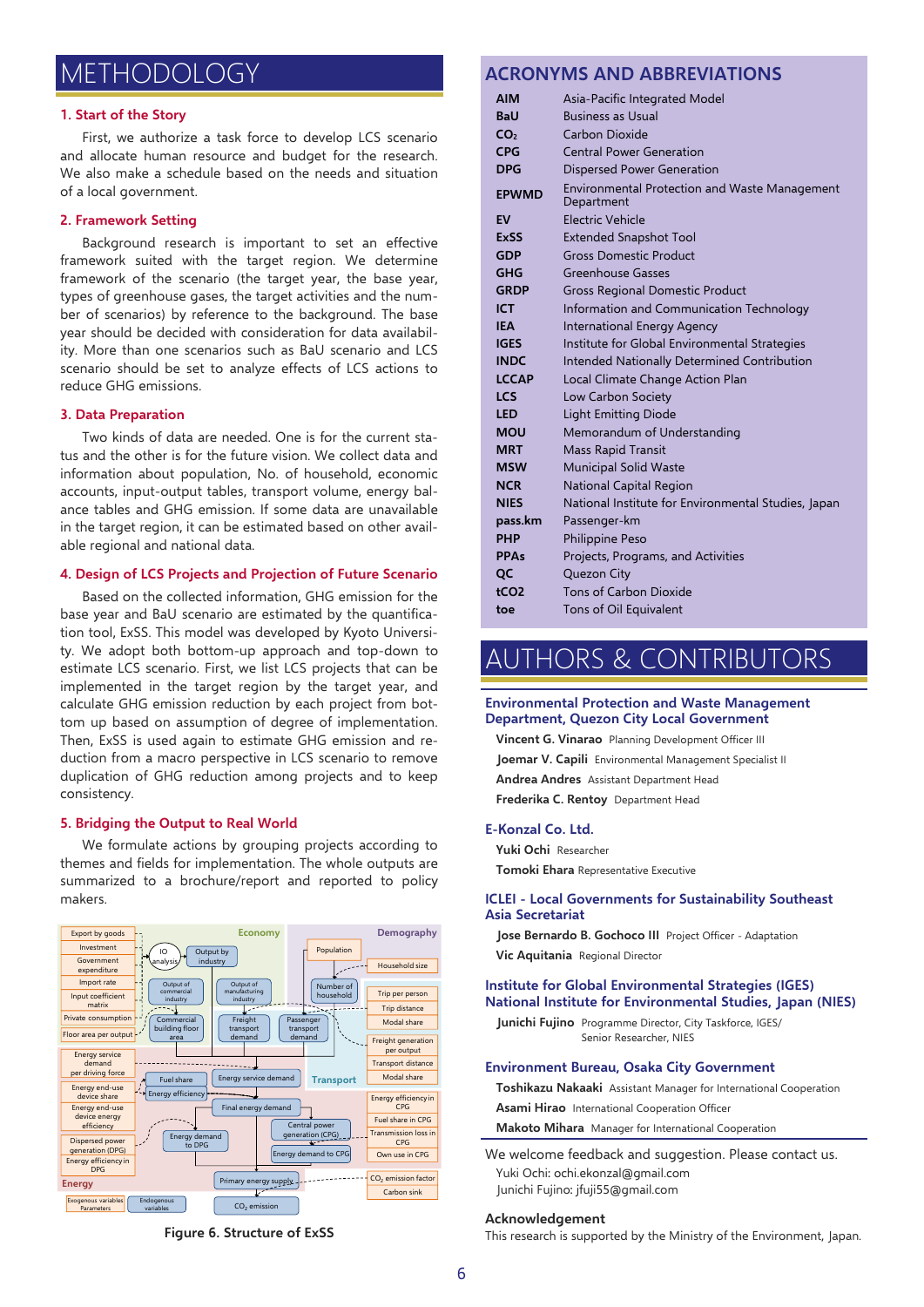# METHODOLOGY

### 1. Start of the Story

First, we authorize a task force to develop LCS scenario and allocate human resource and budget for the research. We also make a schedule based on the needs and situation of a local government.

### 2. Framework Setting

Background research is important to set an effective framework suited with the target region. We determine framework of the scenario (the target year, the base year, types of greenhouse gases, the target activities and the number of scenarios) by reference to the background. The base year should be decided with consideration for data availability. More than one scenarios such as BaU scenario and LCS scenario should be set to analyze effects of LCS actions to reduce GHG emissions.

### 3. Data Preparation

Two kinds of data are needed. One is for the current status and the other is for the future vision. We collect data and information about population, No. of household, economic accounts, input-output tables, transport volume, energy balance tables and GHG emission. If some data are unavailable in the target region, it can be estimated based on other available regional and national data.

### 4. Design of LCS Projects and Projection of Future Scenario

Based on the collected information, GHG emission for the base year and BaU scenario are estimated by the quantification tool, ExSS. This model was developed by Kyoto University. We adopt both bottom-up approach and top-down to estimate LCS scenario. First, we list LCS projects that can be implemented in the target region by the target year, and calculate GHG emission reduction by each project from bottom up based on assumption of degree of implementation. Then, ExSS is used again to estimate GHG emission and reduction from a macro perspective in LCS scenario to remove duplication of GHG reduction among projects and to keep consistency.

### 5. Bridging the Output to Real World

We formulate actions by grouping projects according to themes and fields for implementation. The whole outputs are summarized to a brochure/report and reported to policy makers.

Economy
Demography
Export by goods
Investment
Government expenditure
Import rate
Input coefficient matrix
Private consumption
Floor area per output
IO analysis
Output by industry
Output of commercial industry
Output of manufacturing industry
Commercial building floor area
Freight transport demand
Passenger transport demand
Population
Household size
Number of household
Trip per person
Trip distance
Modal share
Freight generation per output
Transport distance
Modal share
Transport
Energy service demand per driving force
Energy end-use device share
Energy end-use device energy efficiency
Dispersed power generation (DPG)
Energy efficiency in DPG
Fuel share
Energy efficiency
Energy service demand
Final energy demand
Energy demand to DPG
Central power generation (CPG)
Energy demand to CPG
Energy efficiency in CPG
Fuel share in CPG
Transmission loss in CPG
Own use in CPG
Energy
Primary energy supply
$CO_2$ emission factor
Carbon sink
$CO_2$ emission
Exogenous variables Parameters
Endogenous variables

**Figure 6. Structure of ExSS**

# ACRONYMS AND ABBREVIATIONS

| | |
|---|---|
| **AIM** | Asia-Pacific Integrated Model |
| **BaU** | Business as Usual |
| **$CO_2$** | Carbon Dioxide |
| **CPG** | Central Power Generation |
| **DPG** | Dispersed Power Generation |
| **EPWMD** | Environmental Protection and Waste Management Department |
| **EV** | Electric Vehicle |
| **ExSS** | Extended Snapshot Tool |
| **GDP** | Gross Domestic Product |
| **GHG** | Greenhouse Gasses |
| **GRDP** | Gross Regional Domestic Product |
| **ICT** | Information and Communication Technology |
| **IEA** | International Energy Agency |
| **IGES** | Institute for Global Environmental Strategies |
| **INDC** | Intended Nationally Determined Contribution |
| **LCCAP** | Local Climate Change Action Plan |
| **LCS** | Low Carbon Society |
| **LED** | Light Emitting Diode |
| **MOU** | Memorandum of Understanding |
| **MRT** | Mass Rapid Transit |
| **MSW** | Municipal Solid Waste |
| **NCR** | National Capital Region |
| **NIES** | National Institute for Environmental Studies, Japan |
| **pass.km** | Passenger-km |
| **PHP** | Philippine Peso |
| **PPAs** | Projects, Programs, and Activities |
| **QC** | Quezon City |
| **tCO2** | Tons of Carbon Dioxide |
| **toe** | Tons of Oil Equivalent |

# AUTHORS & CONTRIBUTORS

### Environmental Protection and Waste Management Department, Quezon City Local Government

**Vincent G. Vinarao** Planning Development Officer III
**Joemar V. Capili** Environmental Management Specialist II
**Andrea Andres** Assistant Department Head
**Frederika C. Rentoy** Department Head

### E-Konzal Co. Ltd.

**Yuki Ochi** Researcher
**Tomoki Ehara** Representative Executive

### ICLEI - Local Governments for Sustainability Southeast Asia Secretariat

**Jose Bernardo B. Gochoco III** Project Officer - Adaptation
**Vic Aquitania** Regional Director

### Institute for Global Environmental Strategies (IGES) National Institute for Environmental Studies, Japan (NIES)

**Junichi Fujino** Programme Director, City Taskforce, IGES/ Senior Researcher, NIES

### Environment Bureau, Osaka City Government

**Toshikazu Nakaaki** Assistant Manager for International Cooperation
**Asami Hirao** International Cooperation Officer
**Makoto Mihara** Manager for International Cooperation

We welcome feedback and suggestion. Please contact us.
Yuki Ochi: ochi.ekonzal@gmail.com
Junichi Fujino: jfuji55@gmail.com

**Acknowledgement**
This research is supported by the Ministry of the Environment, Japan.